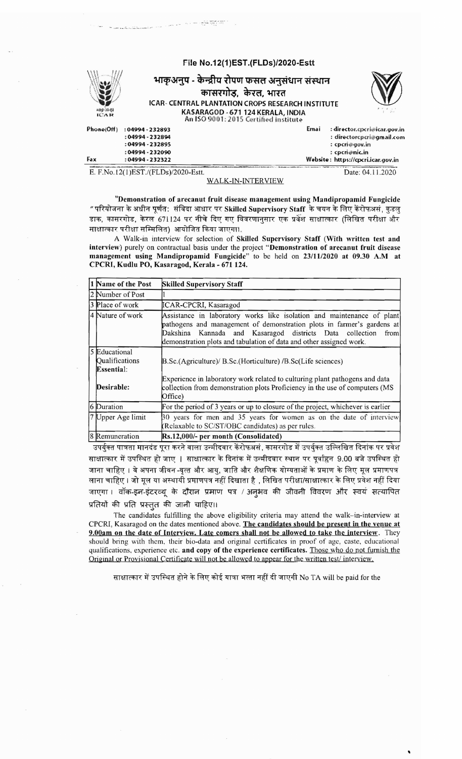File No.12(1)EST.(FLDs)/2020-Estt

# भाकृअनुप - केन्द्रीय रोपण फसल अनुसंधान संस्थान
## कासरगोड, केरल, भारत
## ICAR- CENTRAL PLANTATION CROPS RESEARCH INSTITUTE
### KASARAGOD - 671 124 KERALA, INDIA
An ISO 9001: 2015 Certified institute

Phone(Off) : 04994 - 232893
: 04994 - 232894
: 04994 - 232895
: 04994 - 232090
Fax : 04994 - 232322

Email : director.cpcri@icar.gov.in
: directorcpcri@gmail.com
: cpcri@gov.in
: cpcri@nic.in
Website : https://cpcri.icar.gov.in

E. F.No.12(1)EST./(FLDs)/2020-Estt. Date: 04.11.2020

## WALK-IN-INTERVIEW

"**Demonstration of arecanut fruit disease management using Mandipropamid Fungicide**" परियोजना के अधीन पूर्णत: संविदा आधार पर **Skilled Supervisory Staff** के चयन के लिए केरोफअसं, कुडलु डाक, कासरगोड, केरल 671124 पर नीचे दिए गए विवरणानुसार एक प्रवेश साक्षात्कार (लिखित परीक्षा और साक्षात्कार परीक्षा सम्मिलित) आयोजित किया जाएगा।

A Walk-in interview for selection of **Skilled Supervisory Staff (With written test and interview)** purely on contractual basis under the project "**Demonstration of arecanut fruit disease management using Mandipropamid Fungicide**" to be held on **23/11/2020 at 09.30 A.M at CPCRI, Kudlu PO, Kasaragod, Kerala - 671 124.**

| | | |
|---|---|---|
| 1 | Name of the Post | **Skilled Supervisory Staff** |
| 2 | Number of Post | 1 |
| 3 | Place of work | ICAR-CPCRI, Kasaragod |
| 4 | Nature of work | Assistance in laboratory works like isolation and maintenance of plant pathogens and management of demonstration plots in farmer's gardens at Dakshina Kannada and Kasaragod districts Data collection from demonstration plots and tabulation of data and other assigned work. |
| 5 | Educational Qualifications<br>**Essential**: | B.Sc.(Agriculture)/ B.Sc.(Horticulture) /B.Sc(Life sciences) |
| | **Desirable:** | Experience in laboratory work related to culturing plant pathogens and data collection from demonstration plots Proficiency in the use of computers (MS Office) |
| 6 | Duration | For the period of 3 years or up to closure of the project, whichever is earlier |
| 7 | Upper Age limit | 30 years for men and 35 years for women as on the date of interview (Relaxable to SC/ST/OBC candidates) as per rules. |
| 8 | Remuneration | **Rs.12,000/- per month (Consolidated)** |

उपर्युक्त पात्रता मानदंड पूरा करने वाला उम्मीदवार केंरोफअसं, कासरगोड में उपर्युक्त उल्लिखित दिनांक पर प्रवेश साक्षात्कार में उपस्थित हो जाए। साक्षात्कार के दिनांक में उम्मीदवार स्थान पर पूर्वाहन 9.00 बजे उपस्थित हो जाना चाहिए। वे अपना जीवन-वृत्त और आयु, जाति और शैक्षणिक योग्यताओं के प्रमाण के लिए मूल प्रमाणपत्र लाना चाहिए। जो मूल या अस्थायी प्रमाणपत्र नहीं दिखाता है , लिखित परीक्षा/साक्षात्कार के लिए प्रवेश नहीं दिया जाएगा। वॉक-इन-इंटरव्यू के दौरान प्रमाण पत्र / अनुभव की जीवनी विवरण और स्वयं सत्यापित प्रतियों की प्रति प्रस्तुत की जानी चाहिए।

The candidates fulfilling the above eligibility criteria may attend the walk–in-interview at CPCRI, Kasaragod on the dates mentioned above. **<u>The candidates should be present in the venue at 9.00am on the date of Interview. Late comers shall not be allowed to take the interview</u>**. They should bring with them, their bio-data and original certificates in proof of age, caste, educational qualifications, experience etc. **and copy of the experience certificates.** <u>Those who do not furnish the Original or Provisional Certificate will not be allowed to appear for the written test/ interview.</u>

साक्षात्कार में उपस्थित होने के लिए कोई यात्रा भत्ता नहीं दी जाएगी No TA will be paid for the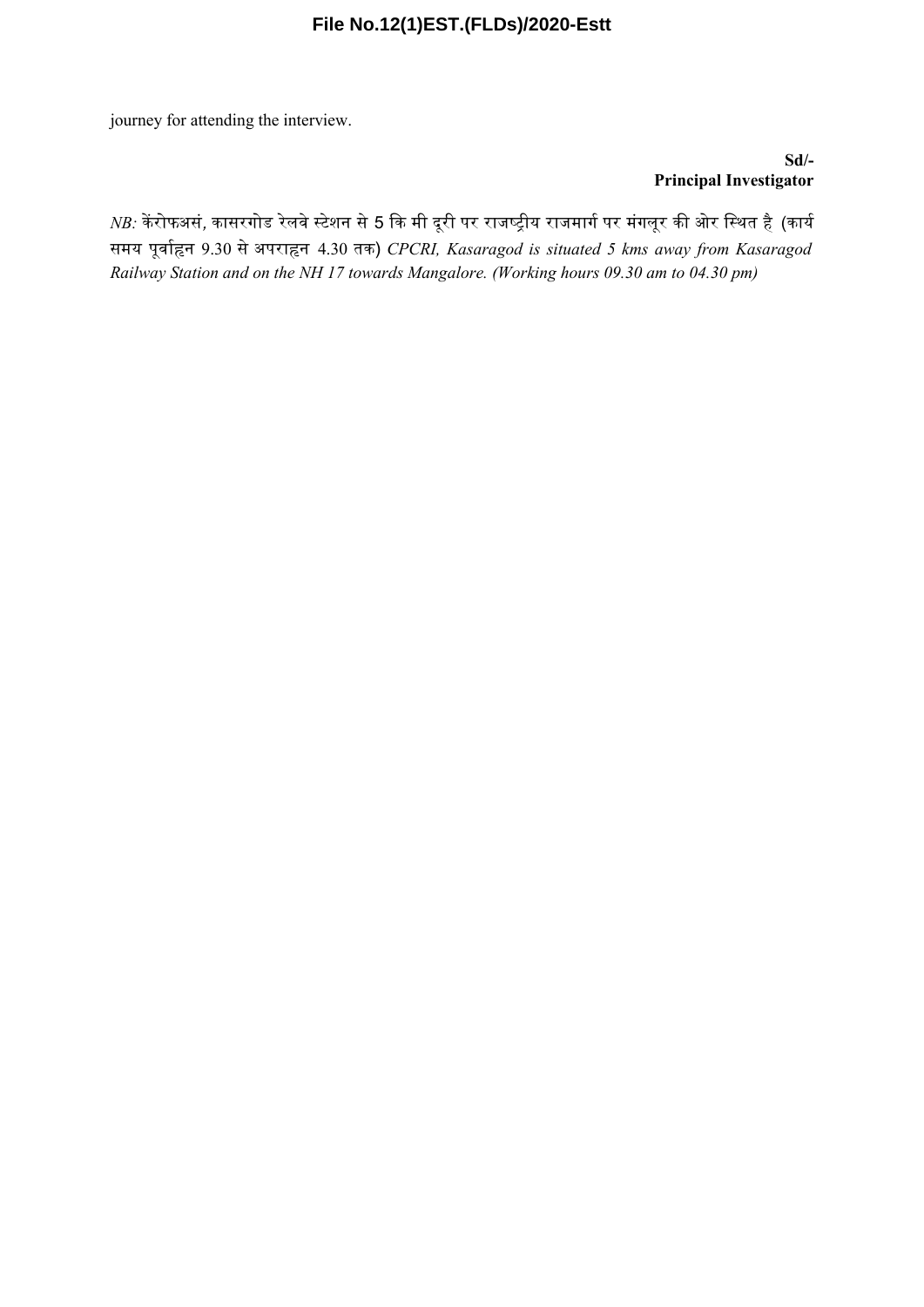journey for attending the interview.

**Sd/-**
**Principal Investigator**

*NB:* केंरोफअसं, कासरगोड रेलवे स्टेशन से 5 कि मी दूरी पर राजष्ट्रीय राजमार्ग पर मंगलूर की ओर स्थित है (कार्य समय पूर्वाह्न 9.30 से अपराह्न 4.30 तक) *CPCRI, Kasaragod is situated 5 kms away from Kasaragod Railway Station and on the NH 17 towards Mangalore. (Working hours 09.30 am to 04.30 pm)*